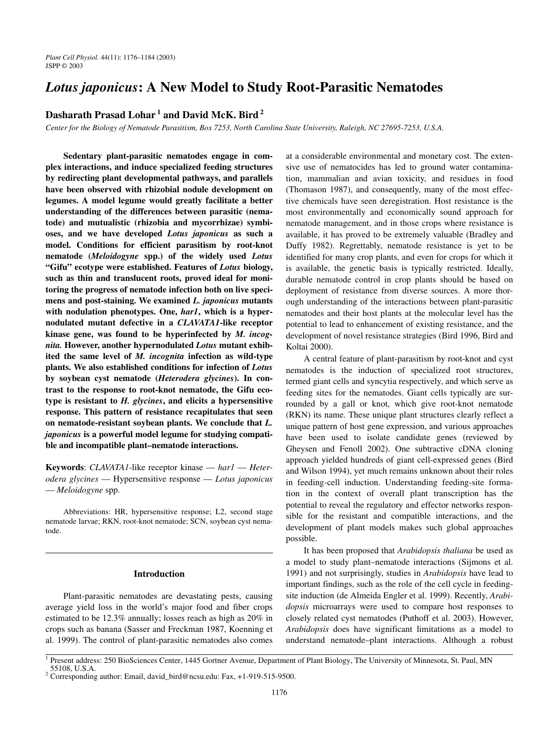# *Lotus japonicus*: A New Model to Study Root-Parasitic Nematodes

**Dasharath Prasad Lohar [1] and David McK. Bird [2]**

*Center for the Biology of Nematode Parasitism, Box 7253, North Carolina State University, Raleigh, NC 27695-7253, U.S.A.*

**Sedentary plant-parasitic nematodes engage in complex interactions, and induce specialized feeding structures by redirecting plant developmental pathways, and parallels have been observed with rhizobial nodule development on legumes. A model legume would greatly facilitate a better understanding of the differences between parasitic (nematode) and mutualistic (rhizobia and mycorrhizae) symbioses, and we have developed *Lotus japonicus* as such a model. Conditions for efficient parasitism by root-knot nematode (*Meloidogyne* spp.) of the widely used *Lotus* "Gifu" ecotype were established. Features of *Lotus* biology, such as thin and translucent roots, proved ideal for monitoring the progress of nematode infection both on live specimens and post-staining. We examined *L. japonicus* mutants with nodulation phenotypes. One, *har1*, which is a hypernodulated mutant defective in a *CLAVATA1*-like receptor kinase gene, was found to be hyperinfected by *M. incognita.* However, another hypernodulated *Lotus* mutant exhibited the same level of *M. incognita* infection as wild-type plants. We also established conditions for infection of *Lotus* by soybean cyst nematode (*Heterodera glycines*). In contrast to the response to root-knot nematode, the Gifu ecotype is resistant to *H. glycines*, and elicits a hypersensitive response. This pattern of resistance recapitulates that seen on nematode-resistant soybean plants. We conclude that *L. japonicus* is a powerful model legume for studying compatible and incompatible plant–nematode interactions.**

**Keywords**: *CLAVATA1*-like receptor kinase — *har1* — *Heterodera glycines* — Hypersensitive response — *Lotus japonicus* — *Meloidogyne* spp.

Abbreviations: HR, hypersensitive response; L2, second stage nematode larvae; RKN, root-knot nematode; SCN, soybean cyst nematode.

## Introduction

Plant-parasitic nematodes are devastating pests, causing average yield loss in the world's major food and fiber crops estimated to be 12.3% annually; losses reach as high as 20% in crops such as banana (Sasser and Freckman 1987, Koenning et al. 1999). The control of plant-parasitic nematodes also comes at a considerable environmental and monetary cost. The extensive use of nematocides has led to ground water contamination, mammalian and avian toxicity, and residues in food (Thomason 1987), and consequently, many of the most effective chemicals have seen deregistration. Host resistance is the most environmentally and economically sound approach for nematode management, and in those crops where resistance is available, it has proved to be extremely valuable (Bradley and Duffy 1982). Regrettably, nematode resistance is yet to be identified for many crop plants, and even for crops for which it is available, the genetic basis is typically restricted. Ideally, durable nematode control in crop plants should be based on deployment of resistance from diverse sources. A more thorough understanding of the interactions between plant-parasitic nematodes and their host plants at the molecular level has the potential to lead to enhancement of existing resistance, and the development of novel resistance strategies (Bird 1996, Bird and Koltai 2000).

A central feature of plant-parasitism by root-knot and cyst nematodes is the induction of specialized root structures, termed giant cells and syncytia respectively, and which serve as feeding sites for the nematodes. Giant cells typically are surrounded by a gall or knot, which give root-knot nematode (RKN) its name. These unique plant structures clearly reflect a unique pattern of host gene expression, and various approaches have been used to isolate candidate genes (reviewed by Gheysen and Fenoll 2002). One subtractive cDNA cloning approach yielded hundreds of giant cell-expressed genes (Bird and Wilson 1994), yet much remains unknown about their roles in feeding-cell induction. Understanding feeding-site formation in the context of overall plant transcription has the potential to reveal the regulatory and effector networks responsible for the resistant and compatible interactions, and the development of plant models makes such global approaches possible.

It has been proposed that *Arabidopsis thaliana* be used as a model to study plant–nematode interactions (Sijmons et al. 1991) and not surprisingly, studies in *Arabidopsis* have lead to important findings, such as the role of the cell cycle in feeding-site induction (de Almeida Engler et al. 1999). Recently, *Arabidopsis* microarrays were used to compare host responses to closely related cyst nematodes (Puthoff et al. 2003). However, *Arabidopsis* does have significant limitations as a model to understand nematode–plant interactions. Although a robust

[1] Present address: 250 BioSciences Center, 1445 Gortner Avenue, Department of Plant Biology, The University of Minnesota, St. Paul, MN 55108, U.S.A.

[2] Corresponding author: Email, david_bird@ncsu.edu: Fax, +1-919-515-9500.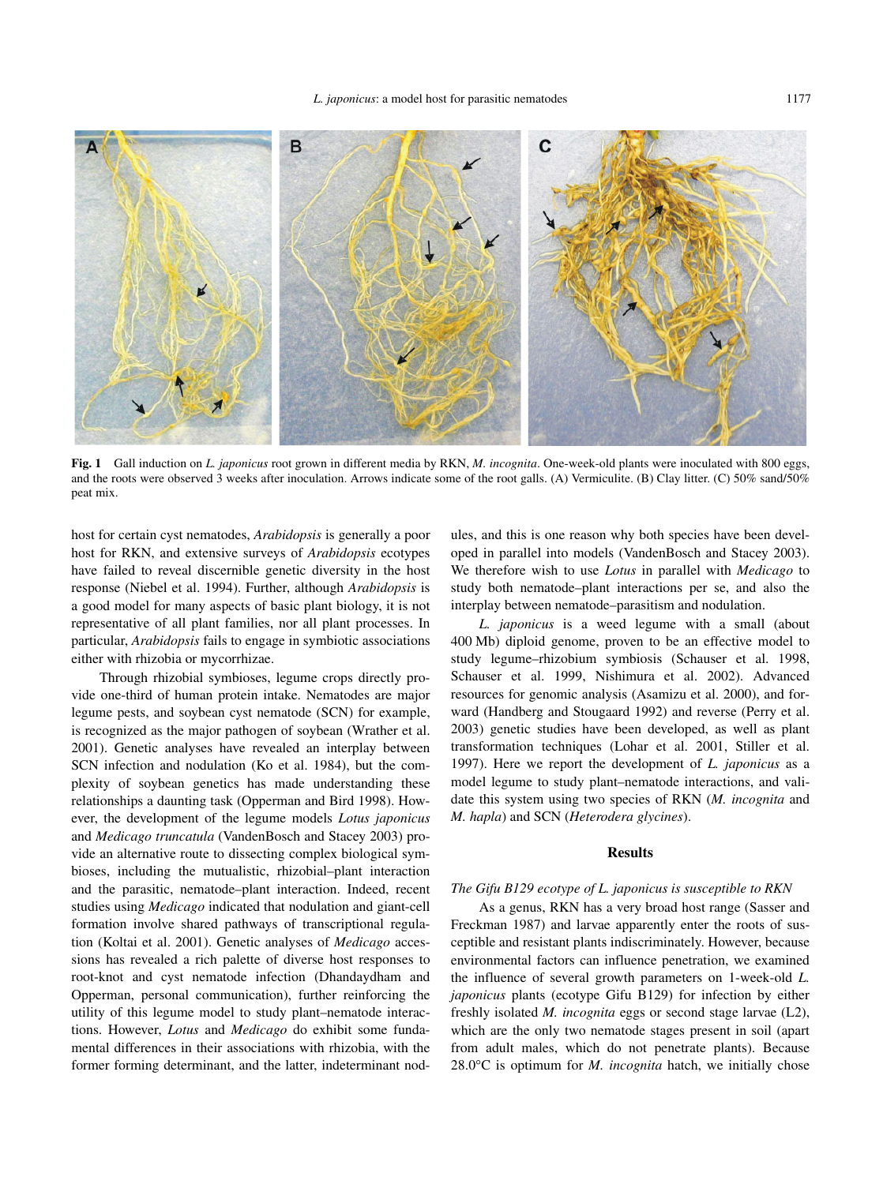**Fig. 1** Gall induction on *L. japonicus* root grown in different media by RKN, *M. incognita*. One-week-old plants were inoculated with 800 eggs, and the roots were observed 3 weeks after inoculation. Arrows indicate some of the root galls. (A) Vermiculite. (B) Clay litter. (C) 50% sand/50% peat mix.

host for certain cyst nematodes, *Arabidopsis* is generally a poor host for RKN, and extensive surveys of *Arabidopsis* ecotypes have failed to reveal discernible genetic diversity in the host response (Niebel et al. 1994). Further, although *Arabidopsis* is a good model for many aspects of basic plant biology, it is not representative of all plant families, nor all plant processes. In particular, *Arabidopsis* fails to engage in symbiotic associations either with rhizobia or mycorrhizae.

Through rhizobial symbioses, legume crops directly provide one-third of human protein intake. Nematodes are major legume pests, and soybean cyst nematode (SCN) for example, is recognized as the major pathogen of soybean (Wrather et al. 2001). Genetic analyses have revealed an interplay between SCN infection and nodulation (Ko et al. 1984), but the complexity of soybean genetics has made understanding these relationships a daunting task (Opperman and Bird 1998). However, the development of the legume models *Lotus japonicus* and *Medicago truncatula* (VandenBosch and Stacey 2003) provide an alternative route to dissecting complex biological symbioses, including the mutualistic, rhizobial–plant interaction and the parasitic, nematode–plant interaction. Indeed, recent studies using *Medicago* indicated that nodulation and giant-cell formation involve shared pathways of transcriptional regulation (Koltai et al. 2001). Genetic analyses of *Medicago* accessions has revealed a rich palette of diverse host responses to root-knot and cyst nematode infection (Dhandaydham and Opperman, personal communication), further reinforcing the utility of this legume model to study plant–nematode interactions. However, *Lotus* and *Medicago* do exhibit some fundamental differences in their associations with rhizobia, with the former forming determinant, and the latter, indeterminant nodules, and this is one reason why both species have been developed in parallel into models (VandenBosch and Stacey 2003). We therefore wish to use *Lotus* in parallel with *Medicago* to study both nematode–plant interactions per se, and also the interplay between nematode–parasitism and nodulation.

*L. japonicus* is a weed legume with a small (about 400 Mb) diploid genome, proven to be an effective model to study legume–rhizobium symbiosis (Schauser et al. 1998, Schauser et al. 1999, Nishimura et al. 2002). Advanced resources for genomic analysis (Asamizu et al. 2000), and forward (Handberg and Stougaard 1992) and reverse (Perry et al. 2003) genetic studies have been developed, as well as plant transformation techniques (Lohar et al. 2001, Stiller et al. 1997). Here we report the development of *L. japonicus* as a model legume to study plant–nematode interactions, and validate this system using two species of RKN (*M. incognita* and *M. hapla*) and SCN (*Heterodera glycines*).

## Results

### *The Gifu B129 ecotype of L. japonicus is susceptible to RKN*

As a genus, RKN has a very broad host range (Sasser and Freckman 1987) and larvae apparently enter the roots of susceptible and resistant plants indiscriminately. However, because environmental factors can influence penetration, we examined the influence of several growth parameters on 1-week-old *L. japonicus* plants (ecotype Gifu B129) for infection by either freshly isolated *M. incognita* eggs or second stage larvae (L2), which are the only two nematode stages present in soil (apart from adult males, which do not penetrate plants). Because 28.0°C is optimum for *M. incognita* hatch, we initially chose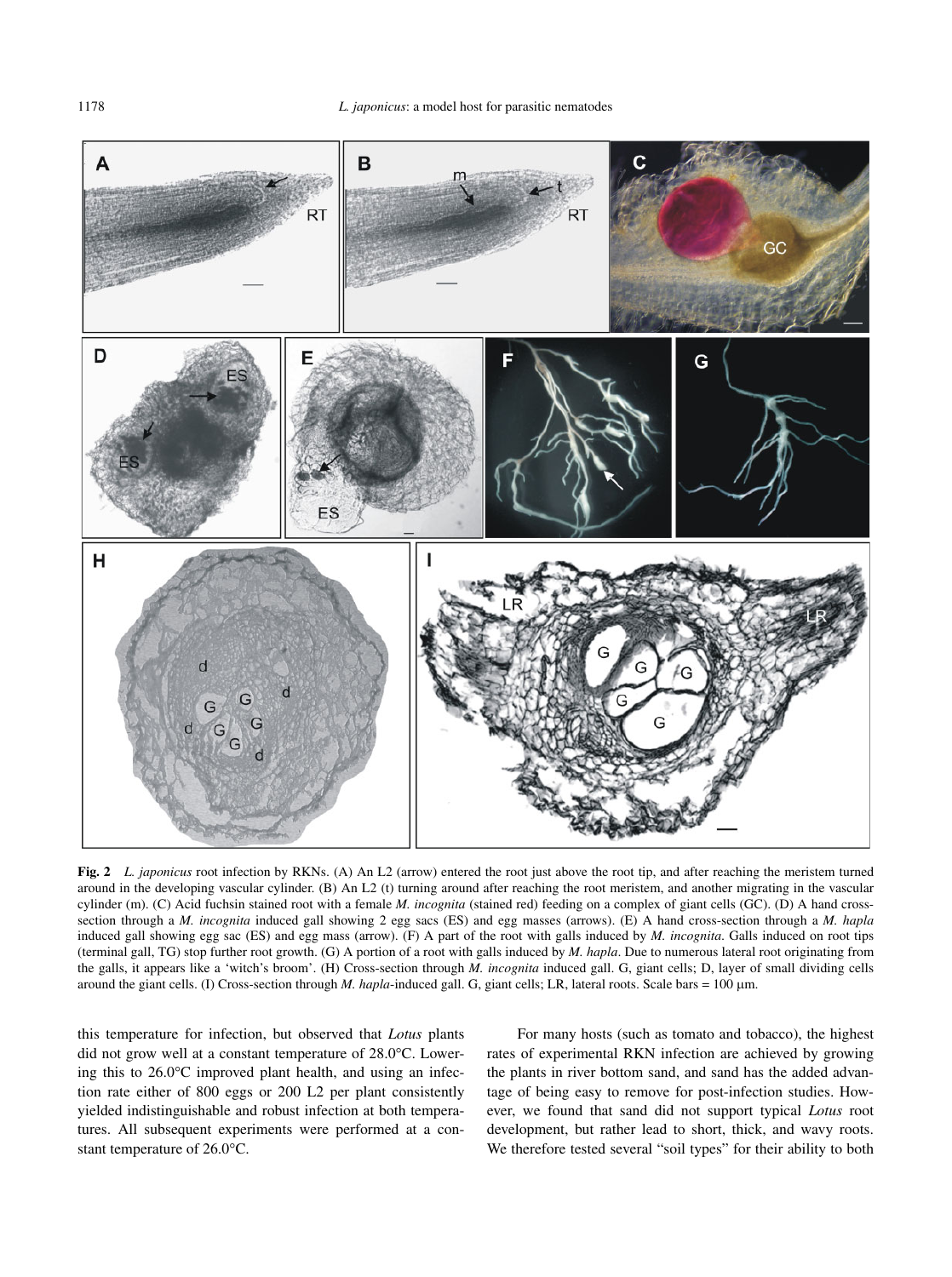**Fig. 2** *L. japonicus* root infection by RKNs. (A) An L2 (arrow) entered the root just above the root tip, and after reaching the meristem turned around in the developing vascular cylinder. (B) An L2 (t) turning around after reaching the root meristem, and another migrating in the vascular cylinder (m). (C) Acid fuchsin stained root with a female *M. incognita* (stained red) feeding on a complex of giant cells (GC). (D) A hand cross-section through a *M. incognita* induced gall showing 2 egg sacs (ES) and egg masses (arrows). (E) A hand cross-section through a *M. hapla* induced gall showing egg sac (ES) and egg mass (arrow). (F) A part of the root with galls induced by *M. incognita*. Galls induced on root tips (terminal gall, TG) stop further root growth. (G) A portion of a root with galls induced by *M. hapla*. Due to numerous lateral root originating from the galls, it appears like a 'witch's broom'. (H) Cross-section through *M. incognita* induced gall. G, giant cells; D, layer of small dividing cells around the giant cells. (I) Cross-section through *M. hapla*-induced gall. G, giant cells; LR, lateral roots. Scale bars = 100 µm.

this temperature for infection, but observed that *Lotus* plants did not grow well at a constant temperature of 28.0°C. Lowering this to 26.0°C improved plant health, and using an infection rate either of 800 eggs or 200 L2 per plant consistently yielded indistinguishable and robust infection at both temperatures. All subsequent experiments were performed at a constant temperature of 26.0°C.

For many hosts (such as tomato and tobacco), the highest rates of experimental RKN infection are achieved by growing the plants in river bottom sand, and sand has the added advantage of being easy to remove for post-infection studies. However, we found that sand did not support typical *Lotus* root development, but rather lead to short, thick, and wavy roots. We therefore tested several "soil types" for their ability to both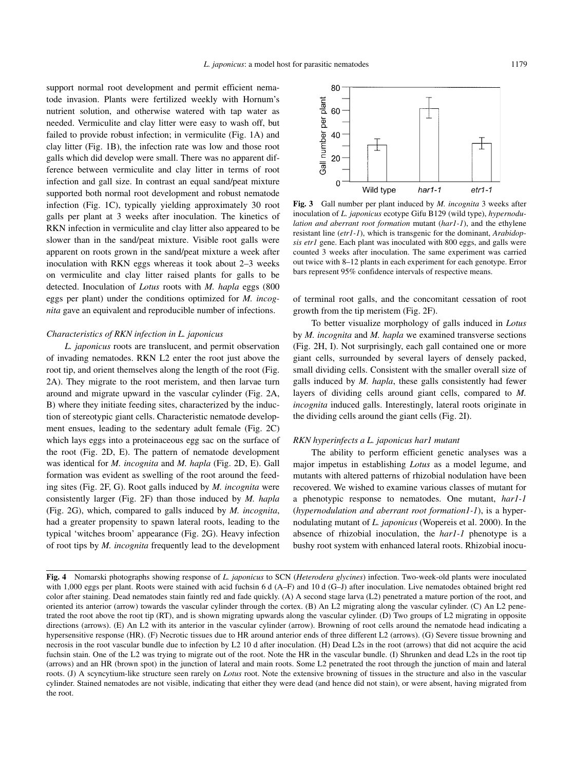support normal root development and permit efficient nematode invasion. Plants were fertilized weekly with Hornum's nutrient solution, and otherwise watered with tap water as needed. Vermiculite and clay litter were easy to wash off, but failed to provide robust infection; in vermiculite (Fig. 1A) and clay litter (Fig. 1B), the infection rate was low and those root galls which did develop were small. There was no apparent difference between vermiculite and clay litter in terms of root infection and gall size. In contrast an equal sand/peat mixture supported both normal root development and robust nematode infection (Fig. 1C), typically yielding approximately 30 root galls per plant at 3 weeks after inoculation. The kinetics of RKN infection in vermiculite and clay litter also appeared to be slower than in the sand/peat mixture. Visible root galls were apparent on roots grown in the sand/peat mixture a week after inoculation with RKN eggs whereas it took about 2–3 weeks on vermiculite and clay litter raised plants for galls to be detected. Inoculation of *Lotus* roots with *M. hapla* eggs (800 eggs per plant) under the conditions optimized for *M. incognita* gave an equivalent and reproducible number of infections.

*Characteristics of RKN infection in L. japonicus*

*L. japonicus* roots are translucent, and permit observation of invading nematodes. RKN L2 enter the root just above the root tip, and orient themselves along the length of the root (Fig. 2A). They migrate to the root meristem, and then larvae turn around and migrate upward in the vascular cylinder (Fig. 2A, B) where they initiate feeding sites, characterized by the induction of stereotypic giant cells. Characteristic nematode development ensues, leading to the sedentary adult female (Fig. 2C) which lays eggs into a proteinaceous egg sac on the surface of the root (Fig. 2D, E). The pattern of nematode development was identical for *M. incognita* and *M. hapla* (Fig. 2D, E). Gall formation was evident as swelling of the root around the feeding sites (Fig. 2F, G). Root galls induced by *M. incognita* were consistently larger (Fig. 2F) than those induced by *M. hapla* (Fig. 2G), which, compared to galls induced by *M. incognita*, had a greater propensity to spawn lateral roots, leading to the typical 'witches broom' appearance (Fig. 2G). Heavy infection of root tips by *M. incognita* frequently lead to the development of terminal root galls, and the concomitant cessation of root growth from the tip meristem (Fig. 2F).

To better visualize morphology of galls induced in *Lotus* by *M. incognita* and *M. hapla* we examined transverse sections (Fig. 2H, I). Not surprisingly, each gall contained one or more giant cells, surrounded by several layers of densely packed, small dividing cells. Consistent with the smaller overall size of galls induced by *M. hapla*, these galls consistently had fewer layers of dividing cells around giant cells, compared to *M. incognita* induced galls. Interestingly, lateral roots originate in the dividing cells around the giant cells (Fig. 2I).

*RKN hyperinfects a L. japonicus har1 mutant*

The ability to perform efficient genetic analyses was a major impetus in establishing *Lotus* as a model legume, and mutants with altered patterns of rhizobial nodulation have been recovered. We wished to examine various classes of mutant for a phenotypic response to nematodes. One mutant, *har1-1* (*hypernodulation and aberrant root formation1-1*), is a hypernodulating mutant of *L. japonicus* (Wopereis et al. 2000). In the absence of rhizobial inoculation, the *har1-1* phenotype is a bushy root system with enhanced lateral roots. Rhizobial inocu-

**Fig. 3** Gall number per plant induced by *M. incognita* 3 weeks after inoculation of *L. japonicus* ecotype Gifu B129 (wild type), *hypernodulation and aberrant root formation* mutant (*har1-1*), and the ethylene resistant line (*etr1-1*), which is transgenic for the dominant, *Arabidopsis etr1* gene. Each plant was inoculated with 800 eggs, and galls were counted 3 weeks after inoculation. The same experiment was carried out twice with 8–12 plants in each experiment for each genotype. Error bars represent 95% confidence intervals of respective means.

**Fig. 4** Nomarski photographs showing response of *L. japonicus* to SCN (*Heterodera glycines*) infection. Two-week-old plants were inoculated with 1,000 eggs per plant. Roots were stained with acid fuchsin 6 d (A–F) and 10 d (G–J) after inoculation. Live nematodes obtained bright red color after staining. Dead nematodes stain faintly red and fade quickly. (A) A second stage larva (L2) penetrated a mature portion of the root, and oriented its anterior (arrow) towards the vascular cylinder through the cortex. (B) An L2 migrating along the vascular cylinder. (C) An L2 penetrated the root above the root tip (RT), and is shown migrating upwards along the vascular cylinder. (D) Two groups of L2 migrating in opposite directions (arrows). (E) An L2 with its anterior in the vascular cylinder (arrow). Browning of root cells around the nematode head indicating a hypersensitive response (HR). (F) Necrotic tissues due to HR around anterior ends of three different L2 (arrows). (G) Severe tissue browning and necrosis in the root vascular bundle due to infection by L2 10 d after inoculation. (H) Dead L2s in the root (arrows) that did not acquire the acid fuchsin stain. One of the L2 was trying to migrate out of the root. Note the HR in the vascular bundle. (I) Shrunken and dead L2s in the root tip (arrows) and an HR (brown spot) in the junction of lateral and main roots. Some L2 penetrated the root through the junction of main and lateral roots. (J) A scyncytium-like structure seen rarely on *Lotus* root. Note the extensive browning of tissues in the structure and also in the vascular cylinder. Stained nematodes are not visible, indicating that either they were dead (and hence did not stain), or were absent, having migrated from the root.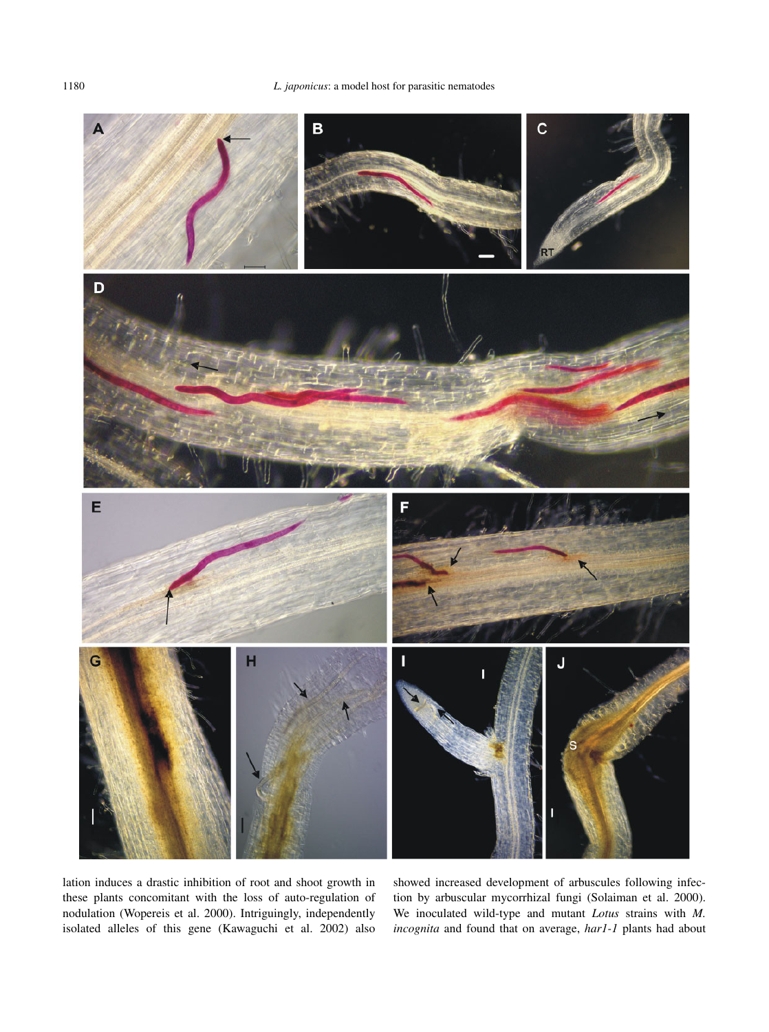lation induces a drastic inhibition of root and shoot growth in these plants concomitant with the loss of auto-regulation of nodulation (Wopereis et al. 2000). Intriguingly, independently isolated alleles of this gene (Kawaguchi et al. 2002) also showed increased development of arbuscules following infection by arbuscular mycorrhizal fungi (Solaiman et al. 2000). We inoculated wild-type and mutant *Lotus* strains with *M. incognita* and found that on average, *har1-1* plants had about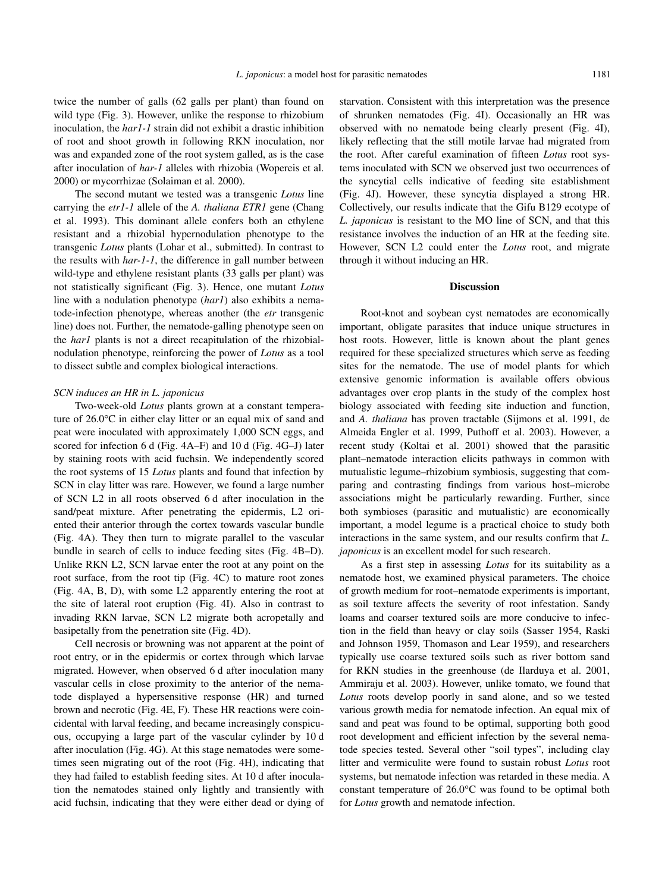twice the number of galls (62 galls per plant) than found on wild type (Fig. 3). However, unlike the response to rhizobium inoculation, the *har1-1* strain did not exhibit a drastic inhibition of root and shoot growth in following RKN inoculation, nor was and expanded zone of the root system galled, as is the case after inoculation of *har-1* alleles with rhizobia (Wopereis et al. 2000) or mycorrhizae (Solaiman et al. 2000).

The second mutant we tested was a transgenic *Lotus* line carrying the *etr1-1* allele of the *A. thaliana ETR1* gene (Chang et al. 1993). This dominant allele confers both an ethylene resistant and a rhizobial hypernodulation phenotype to the transgenic *Lotus* plants (Lohar et al., submitted). In contrast to the results with *har-1-1*, the difference in gall number between wild-type and ethylene resistant plants (33 galls per plant) was not statistically significant (Fig. 3). Hence, one mutant *Lotus* line with a nodulation phenotype (*har1*) also exhibits a nematode-infection phenotype, whereas another (the *etr* transgenic line) does not. Further, the nematode-galling phenotype seen on the *har1* plants is not a direct recapitulation of the rhizobial-nodulation phenotype, reinforcing the power of *Lotus* as a tool to dissect subtle and complex biological interactions.

*SCN induces an HR in L. japonicus*

Two-week-old *Lotus* plants grown at a constant temperature of 26.0°C in either clay litter or an equal mix of sand and peat were inoculated with approximately 1,000 SCN eggs, and scored for infection 6 d (Fig. 4A–F) and 10 d (Fig. 4G–J) later by staining roots with acid fuchsin. We independently scored the root systems of 15 *Lotus* plants and found that infection by SCN in clay litter was rare. However, we found a large number of SCN L2 in all roots observed 6 d after inoculation in the sand/peat mixture. After penetrating the epidermis, L2 oriented their anterior through the cortex towards vascular bundle (Fig. 4A). They then turn to migrate parallel to the vascular bundle in search of cells to induce feeding sites (Fig. 4B–D). Unlike RKN L2, SCN larvae enter the root at any point on the root surface, from the root tip (Fig. 4C) to mature root zones (Fig. 4A, B, D), with some L2 apparently entering the root at the site of lateral root eruption (Fig. 4I). Also in contrast to invading RKN larvae, SCN L2 migrate both acropetally and basipetally from the penetration site (Fig. 4D).

Cell necrosis or browning was not apparent at the point of root entry, or in the epidermis or cortex through which larvae migrated. However, when observed 6 d after inoculation many vascular cells in close proximity to the anterior of the nematode displayed a hypersensitive response (HR) and turned brown and necrotic (Fig. 4E, F). These HR reactions were coincidental with larval feeding, and became increasingly conspicuous, occupying a large part of the vascular cylinder by 10 d after inoculation (Fig. 4G). At this stage nematodes were sometimes seen migrating out of the root (Fig. 4H), indicating that they had failed to establish feeding sites. At 10 d after inoculation the nematodes stained only lightly and transiently with acid fuchsin, indicating that they were either dead or dying of starvation. Consistent with this interpretation was the presence of shrunken nematodes (Fig. 4I). Occasionally an HR was observed with no nematode being clearly present (Fig. 4I), likely reflecting that the still motile larvae had migrated from the root. After careful examination of fifteen *Lotus* root systems inoculated with SCN we observed just two occurrences of the syncytial cells indicative of feeding site establishment (Fig. 4J). However, these syncytia displayed a strong HR. Collectively, our results indicate that the Gifu B129 ecotype of *L. japonicus* is resistant to the MO line of SCN, and that this resistance involves the induction of an HR at the feeding site. However, SCN L2 could enter the *Lotus* root, and migrate through it without inducing an HR.

## Discussion

Root-knot and soybean cyst nematodes are economically important, obligate parasites that induce unique structures in host roots. However, little is known about the plant genes required for these specialized structures which serve as feeding sites for the nematode. The use of model plants for which extensive genomic information is available offers obvious advantages over crop plants in the study of the complex host biology associated with feeding site induction and function, and *A. thaliana* has proven tractable (Sijmons et al. 1991, de Almeida Engler et al. 1999, Puthoff et al. 2003). However, a recent study (Koltai et al. 2001) showed that the parasitic plant–nematode interaction elicits pathways in common with mutualistic legume–rhizobium symbiosis, suggesting that comparing and contrasting findings from various host–microbe associations might be particularly rewarding. Further, since both symbioses (parasitic and mutualistic) are economically important, a model legume is a practical choice to study both interactions in the same system, and our results confirm that *L. japonicus* is an excellent model for such research.

As a first step in assessing *Lotus* for its suitability as a nematode host, we examined physical parameters. The choice of growth medium for root–nematode experiments is important, as soil texture affects the severity of root infestation. Sandy loams and coarser textured soils are more conducive to infection in the field than heavy or clay soils (Sasser 1954, Raski and Johnson 1959, Thomason and Lear 1959), and researchers typically use coarse textured soils such as river bottom sand for RKN studies in the greenhouse (de Ilarduya et al. 2001, Ammiraju et al. 2003). However, unlike tomato, we found that *Lotus* roots develop poorly in sand alone, and so we tested various growth media for nematode infection. An equal mix of sand and peat was found to be optimal, supporting both good root development and efficient infection by the several nematode species tested. Several other "soil types", including clay litter and vermiculite were found to sustain robust *Lotus* root systems, but nematode infection was retarded in these media. A constant temperature of 26.0°C was found to be optimal both for *Lotus* growth and nematode infection.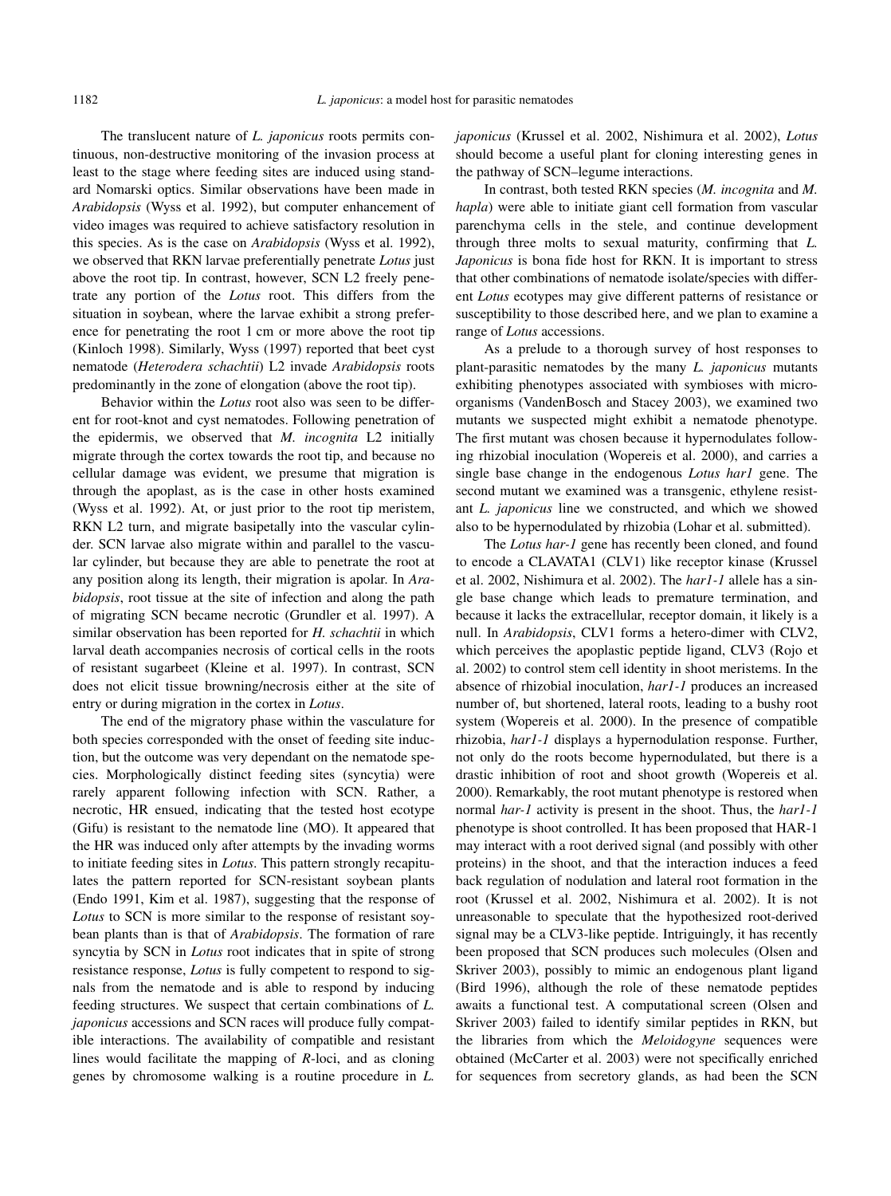The translucent nature of *L. japonicus* roots permits continuous, non-destructive monitoring of the invasion process at least to the stage where feeding sites are induced using standard Nomarski optics. Similar observations have been made in *Arabidopsis* (Wyss et al. 1992), but computer enhancement of video images was required to achieve satisfactory resolution in this species. As is the case on *Arabidopsis* (Wyss et al. 1992), we observed that RKN larvae preferentially penetrate *Lotus* just above the root tip. In contrast, however, SCN L2 freely penetrate any portion of the *Lotus* root. This differs from the situation in soybean, where the larvae exhibit a strong preference for penetrating the root 1 cm or more above the root tip (Kinloch 1998). Similarly, Wyss (1997) reported that beet cyst nematode (*Heterodera schachtii*) L2 invade *Arabidopsis* roots predominantly in the zone of elongation (above the root tip).

Behavior within the *Lotus* root also was seen to be different for root-knot and cyst nematodes. Following penetration of the epidermis, we observed that *M. incognita* L2 initially migrate through the cortex towards the root tip, and because no cellular damage was evident, we presume that migration is through the apoplast, as is the case in other hosts examined (Wyss et al. 1992). At, or just prior to the root tip meristem, RKN L2 turn, and migrate basipetally into the vascular cylinder. SCN larvae also migrate within and parallel to the vascular cylinder, but because they are able to penetrate the root at any position along its length, their migration is apolar. In *Arabidopsis*, root tissue at the site of infection and along the path of migrating SCN became necrotic (Grundler et al. 1997). A similar observation has been reported for *H. schachtii* in which larval death accompanies necrosis of cortical cells in the roots of resistant sugarbeet (Kleine et al. 1997). In contrast, SCN does not elicit tissue browning/necrosis either at the site of entry or during migration in the cortex in *Lotus*.

The end of the migratory phase within the vasculature for both species corresponded with the onset of feeding site induction, but the outcome was very dependant on the nematode species. Morphologically distinct feeding sites (syncytia) were rarely apparent following infection with SCN. Rather, a necrotic, HR ensued, indicating that the tested host ecotype (Gifu) is resistant to the nematode line (MO). It appeared that the HR was induced only after attempts by the invading worms to initiate feeding sites in *Lotus*. This pattern strongly recapitulates the pattern reported for SCN-resistant soybean plants (Endo 1991, Kim et al. 1987), suggesting that the response of *Lotus* to SCN is more similar to the response of resistant soybean plants than is that of *Arabidopsis*. The formation of rare syncytia by SCN in *Lotus* root indicates that in spite of strong resistance response, *Lotus* is fully competent to respond to signals from the nematode and is able to respond by inducing feeding structures. We suspect that certain combinations of *L. japonicus* accessions and SCN races will produce fully compatible interactions. The availability of compatible and resistant lines would facilitate the mapping of *R*-loci, and as cloning genes by chromosome walking is a routine procedure in *L. japonicus* (Krussel et al. 2002, Nishimura et al. 2002), *Lotus* should become a useful plant for cloning interesting genes in the pathway of SCN–legume interactions.

In contrast, both tested RKN species (*M. incognita* and *M. hapla*) were able to initiate giant cell formation from vascular parenchyma cells in the stele, and continue development through three molts to sexual maturity, confirming that *L. Japonicus* is bona fide host for RKN. It is important to stress that other combinations of nematode isolate/species with different *Lotus* ecotypes may give different patterns of resistance or susceptibility to those described here, and we plan to examine a range of *Lotus* accessions.

As a prelude to a thorough survey of host responses to plant-parasitic nematodes by the many *L. japonicus* mutants exhibiting phenotypes associated with symbioses with microorganisms (VandenBosch and Stacey 2003), we examined two mutants we suspected might exhibit a nematode phenotype. The first mutant was chosen because it hypernodulates following rhizobial inoculation (Wopereis et al. 2000), and carries a single base change in the endogenous *Lotus har1* gene. The second mutant we examined was a transgenic, ethylene resistant *L. japonicus* line we constructed, and which we showed also to be hypernodulated by rhizobia (Lohar et al. submitted).

The *Lotus har-1* gene has recently been cloned, and found to encode a CLAVATA1 (CLV1) like receptor kinase (Krussel et al. 2002, Nishimura et al. 2002). The *har1-1* allele has a single base change which leads to premature termination, and because it lacks the extracellular, receptor domain, it likely is a null. In *Arabidopsis*, CLV1 forms a hetero-dimer with CLV2, which perceives the apoplastic peptide ligand, CLV3 (Rojo et al. 2002) to control stem cell identity in shoot meristems. In the absence of rhizobial inoculation, *har1-1* produces an increased number of, but shortened, lateral roots, leading to a bushy root system (Wopereis et al. 2000). In the presence of compatible rhizobia, *har1-1* displays a hypernodulation response. Further, not only do the roots become hypernodulated, but there is a drastic inhibition of root and shoot growth (Wopereis et al. 2000). Remarkably, the root mutant phenotype is restored when normal *har-1* activity is present in the shoot. Thus, the *har1-1* phenotype is shoot controlled. It has been proposed that HAR-1 may interact with a root derived signal (and possibly with other proteins) in the shoot, and that the interaction induces a feed back regulation of nodulation and lateral root formation in the root (Krussel et al. 2002, Nishimura et al. 2002). It is not unreasonable to speculate that the hypothesized root-derived signal may be a CLV3-like peptide. Intriguingly, it has recently been proposed that SCN produces such molecules (Olsen and Skriver 2003), possibly to mimic an endogenous plant ligand (Bird 1996), although the role of these nematode peptides awaits a functional test. A computational screen (Olsen and Skriver 2003) failed to identify similar peptides in RKN, but the libraries from which the *Meloidogyne* sequences were obtained (McCarter et al. 2003) were not specifically enriched for sequences from secretory glands, as had been the SCN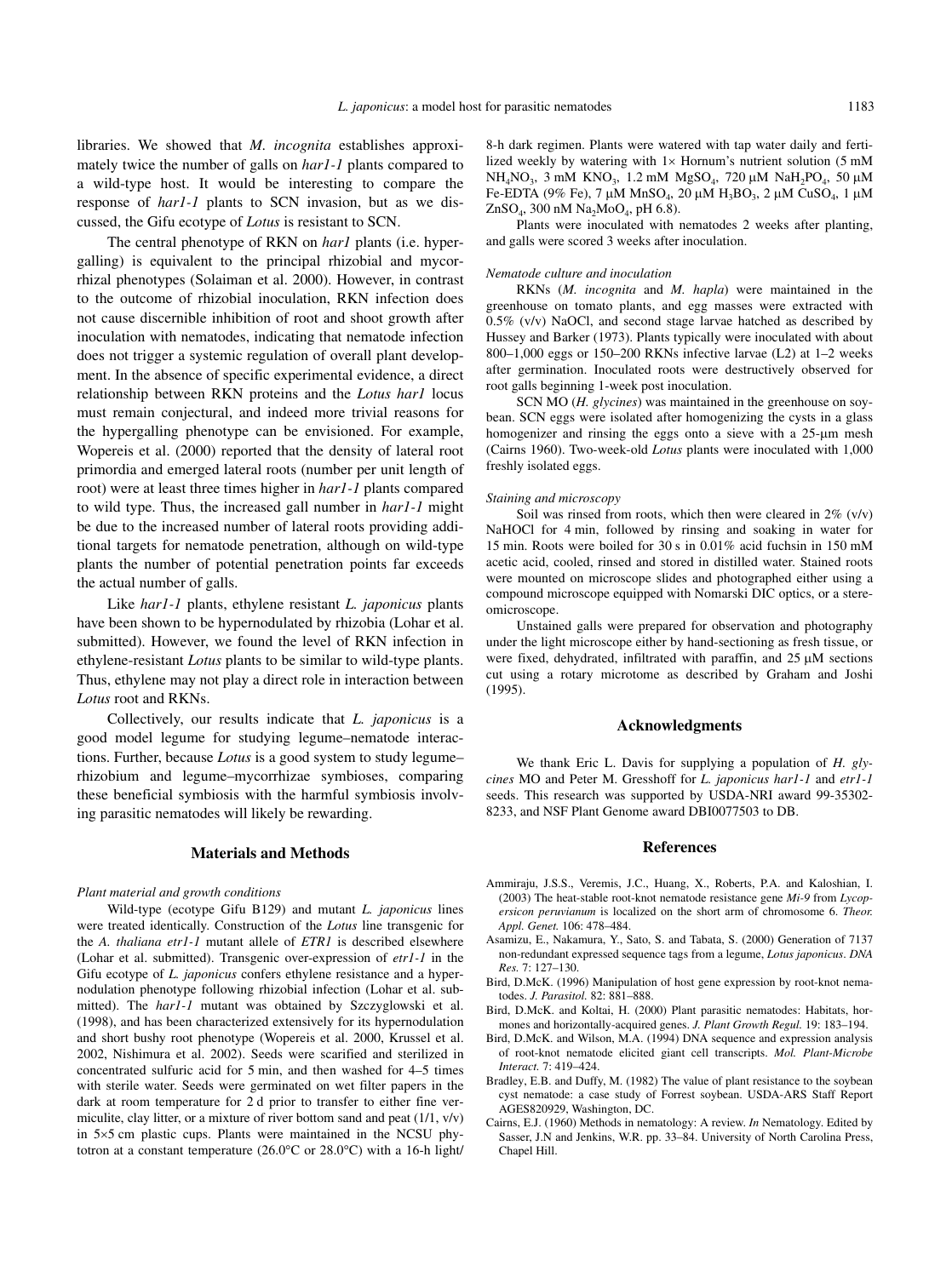libraries. We showed that *M. incognita* establishes approximately twice the number of galls on *har1-1* plants compared to a wild-type host. It would be interesting to compare the response of *har1-1* plants to SCN invasion, but as we discussed, the Gifu ecotype of *Lotus* is resistant to SCN.

The central phenotype of RKN on *har1* plants (i.e. hypergalling) is equivalent to the principal rhizobial and mycorrhizal phenotypes (Solaiman et al. 2000). However, in contrast to the outcome of rhizobial inoculation, RKN infection does not cause discernible inhibition of root and shoot growth after inoculation with nematodes, indicating that nematode infection does not trigger a systemic regulation of overall plant development. In the absence of specific experimental evidence, a direct relationship between RKN proteins and the *Lotus har1* locus must remain conjectural, and indeed more trivial reasons for the hypergalling phenotype can be envisioned. For example, Wopereis et al. (2000) reported that the density of lateral root primordia and emerged lateral roots (number per unit length of root) were at least three times higher in *har1-1* plants compared to wild type. Thus, the increased gall number in *har1-1* might be due to the increased number of lateral roots providing additional targets for nematode penetration, although on wild-type plants the number of potential penetration points far exceeds the actual number of galls.

Like *har1-1* plants, ethylene resistant *L. japonicus* plants have been shown to be hypernodulated by rhizobia (Lohar et al. submitted). However, we found the level of RKN infection in ethylene-resistant *Lotus* plants to be similar to wild-type plants. Thus, ethylene may not play a direct role in interaction between *Lotus* root and RKNs.

Collectively, our results indicate that *L. japonicus* is a good model legume for studying legume–nematode interactions. Further, because *Lotus* is a good system to study legume–rhizobium and legume–mycorrhizae symbioses, comparing these beneficial symbiosis with the harmful symbiosis involving parasitic nematodes will likely be rewarding.

## Materials and Methods

*Plant material and growth conditions*

Wild-type (ecotype Gifu B129) and mutant *L. japonicus* lines were treated identically. Construction of the *Lotus* line transgenic for the *A. thaliana etr1-1* mutant allele of *ETR1* is described elsewhere (Lohar et al. submitted). Transgenic over-expression of *etr1-1* in the Gifu ecotype of *L. japonicus* confers ethylene resistance and a hypernodulation phenotype following rhizobial infection (Lohar et al. submitted). The *har1-1* mutant was obtained by Szczyglowski et al. (1998), and has been characterized extensively for its hypernodulation and short bushy root phenotype (Wopereis et al. 2000, Krussel et al. 2002, Nishimura et al. 2002). Seeds were scarified and sterilized in concentrated sulfuric acid for 5 min, and then washed for 4–5 times with sterile water. Seeds were germinated on wet filter papers in the dark at room temperature for 2 d prior to transfer to either fine vermiculite, clay litter, or a mixture of river bottom sand and peat (1/1, v/v) in 5×5 cm plastic cups. Plants were maintained in the NCSU phytotron at a constant temperature (26.0°C or 28.0°C) with a 16-h light/8-h dark regimen. Plants were watered with tap water daily and fertilized weekly by watering with 1× Hornum's nutrient solution (5 mM $NH_4NO_3$, 3 mM $KNO_3$, 1.2 mM $MgSO_4$, 720 μM $NaH_2PO_4$, 50 μM Fe-EDTA (9% Fe), 7 μM $MnSO_4$, 20 μM $H_3BO_3$, 2 μM $CuSO_4$, 1 μM $ZnSO_4$, 300 nM $Na_2MoO_4$, pH 6.8).

Plants were inoculated with nematodes 2 weeks after planting, and galls were scored 3 weeks after inoculation.

*Nematode culture and inoculation*

RKNs (*M. incognita* and *M. hapla*) were maintained in the greenhouse on tomato plants, and egg masses were extracted with 0.5% (v/v) NaOCl, and second stage larvae hatched as described by Hussey and Barker (1973). Plants typically were inoculated with about 800–1,000 eggs or 150–200 RKNs infective larvae (L2) at 1–2 weeks after germination. Inoculated roots were destructively observed for root galls beginning 1-week post inoculation.

SCN MO (*H. glycines*) was maintained in the greenhouse on soybean. SCN eggs were isolated after homogenizing the cysts in a glass homogenizer and rinsing the eggs onto a sieve with a 25-μm mesh (Cairns 1960). Two-week-old *Lotus* plants were inoculated with 1,000 freshly isolated eggs.

*Staining and microscopy*

Soil was rinsed from roots, which then were cleared in 2% (v/v) NaHOCl for 4 min, followed by rinsing and soaking in water for 15 min. Roots were boiled for 30 s in 0.01% acid fuchsin in 150 mM acetic acid, cooled, rinsed and stored in distilled water. Stained roots were mounted on microscope slides and photographed either using a compound microscope equipped with Nomarski DIC optics, or a stereomicroscope.

Unstained galls were prepared for observation and photography under the light microscope either by hand-sectioning as fresh tissue, or were fixed, dehydrated, infiltrated with paraffin, and 25 μM sections cut using a rotary microtome as described by Graham and Joshi (1995).

## Acknowledgments

We thank Eric L. Davis for supplying a population of *H. glycines* MO and Peter M. Gresshoff for *L. japonicus har1-1* and *etr1-1* seeds. This research was supported by USDA-NRI award 99-35302-8233, and NSF Plant Genome award DBI0077503 to DB.

## References

Ammiraju, J.S.S., Veremis, J.C., Huang, X., Roberts, P.A. and Kaloshian, I. (2003) The heat-stable root-knot nematode resistance gene *Mi-9* from *Lycopersicon peruvianum* is localized on the short arm of chromosome 6. *Theor. Appl. Genet.* 106: 478–484.

Asamizu, E., Nakamura, Y., Sato, S. and Tabata, S. (2000) Generation of 7137 non-redundant expressed sequence tags from a legume, *Lotus japonicus*. *DNA Res.* 7: 127–130.

Bird, D.McK. (1996) Manipulation of host gene expression by root-knot nematodes. *J. Parasitol.* 82: 881–888.

Bird, D.McK. and Koltai, H. (2000) Plant parasitic nematodes: Habitats, hormones and horizontally-acquired genes. *J. Plant Growth Regul.* 19: 183–194.

Bird, D.McK. and Wilson, M.A. (1994) DNA sequence and expression analysis of root-knot nematode elicited giant cell transcripts. *Mol. Plant-Microbe Interact.* 7: 419–424.

Bradley, E.B. and Duffy, M. (1982) The value of plant resistance to the soybean cyst nematode: a case study of Forrest soybean. USDA-ARS Staff Report AGES820929, Washington, DC.

Cairns, E.J. (1960) Methods in nematology: A review. *In* Nematology. Edited by Sasser, J.N and Jenkins, W.R. pp. 33–84. University of North Carolina Press, Chapel Hill.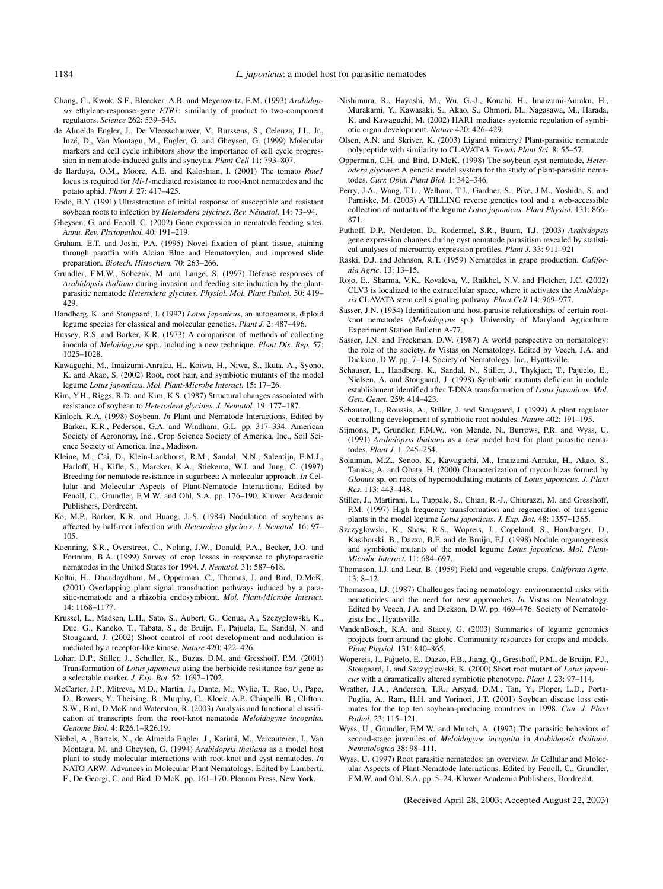Chang, C., Kwok, S.F., Bleecker, A.B. and Meyerowitz, E.M. (1993) *Arabidopsis* ethylene-response gene *ETR1*: similarity of product to two-component regulators. *Science* 262: 539–545.

de Almeida Engler, J., De Vleesschauwer, V., Burssens, S., Celenza, J.L. Jr., Inzé, D., Van Montagu, M., Engler, G. and Gheysen, G. (1999) Molecular markers and cell cycle inhibitors show the importance of cell cycle progression in nematode-induced galls and syncytia. *Plant Cell* 11: 793–807.

de Ilarduya, O.M., Moore, A.E. and Kaloshian, I. (2001) The tomato *Rme1* locus is required for *Mi-1*-mediated resistance to root-knot nematodes and the potato aphid. *Plant J.* 27: 417–425.

Endo, B.Y. (1991) Ultrastructure of initial response of susceptible and resistant soybean roots to infection by *Heterodera glycines*. *Rev. Nématol.* 14: 73–94.

Gheysen, G. and Fenoll, C. (2002) Gene expression in nematode feeding sites. *Annu. Rev. Phytopathol.* 40: 191–219.

Graham, E.T. and Joshi, P.A. (1995) Novel fixation of plant tissue, staining through paraffin with Alcian Blue and Hematoxylen, and improved slide preparation. *Biotech. Histochem.* 70: 263–266.

Grundler, F.M.W., Sobczak, M. and Lange, S. (1997) Defense responses of *Arabidopsis thaliana* during invasion and feeding site induction by the plant-parasitic nematode *Heterodera glycines*. *Physiol. Mol. Plant Pathol.* 50: 419–429.

Handberg, K. and Stougaard, J. (1992) *Lotus japonicus*, an autogamous, diploid legume species for classical and molecular genetics. *Plant J.* 2: 487–496.

Hussey, R.S. and Barker, K.R. (1973) A comparison of methods of collecting inocula of *Meloidogyne* spp., including a new technique. *Plant Dis. Rep.* 57: 1025–1028.

Kawaguchi, M., Imaizumi-Anraku, H., Koiwa, H., Niwa, S., Ikuta, A., Syono, K. and Akao, S. (2002) Root, root hair, and symbiotic mutants of the model legume *Lotus japonicus*. *Mol. Plant-Microbe Interact.* 15: 17–26.

Kim, Y.H., Riggs, R.D. and Kim, K.S. (1987) Structural changes associated with resistance of soybean to *Heterodera glycines*. *J. Nematol.* 19: 177–187.

Kinloch, R.A. (1998) Soybean. *In* Plant and Nematode Interactions. Edited by Barker, K.R., Pederson, G.A. and Windham, G.L. pp. 317–334. American Society of Agronomy, Inc., Crop Science Society of America, Inc., Soil Science Society of America, Inc., Madison.

Kleine, M., Cai, D., Klein-Lankhorst, R.M., Sandal, N.N., Salentijn, E.M.J., Harloff, H., Kifle, S., Marcker, K.A., Stiekema, W.J. and Jung, C. (1997) Breeding for nematode resistance in sugarbeet: A molecular approach. *In* Cellular and Molecular Aspects of Plant-Nematode Interactions. Edited by Fenoll, C., Grundler, F.M.W. and Ohl, S.A. pp. 176–190. Kluwer Academic Publishers, Dordrecht.

Ko, M.P., Barker, K.R. and Huang, J.-S. (1984) Nodulation of soybeans as affected by half-root infection with *Heterodera glycines*. *J. Nematol.* 16: 97–105.

Koenning, S.R., Overstreet, C., Noling, J.W., Donald, P.A., Becker, J.O. and Fortnum, B.A. (1999) Survey of crop losses in response to phytoparasitic nematodes in the United States for 1994. *J. Nematol.* 31: 587–618.

Koltai, H., Dhandaydham, M., Opperman, C., Thomas, J. and Bird, D.McK. (2001) Overlapping plant signal transduction pathways induced by a parasitic-nematode and a rhizobia endosymbiont. *Mol. Plant-Microbe Interact.* 14: 1168–1177.

Krussel, L., Madsen, L.H., Sato, S., Aubert, G., Genua, A., Szczyglowski, K., Duc. G., Kaneko, T., Tabata, S., de Bruijn, F., Pajuela, E., Sandal, N. and Stougaard, J. (2002) Shoot control of root development and nodulation is mediated by a receptor-like kinase. *Nature* 420: 422–426.

Lohar, D.P., Stiller, J., Schuller, K., Buzas, D.M. and Gresshoff, P.M. (2001) Transformation of *Lotus japonicus* using the herbicide resistance *bar* gene as a selectable marker. *J. Exp. Bot.* 52: 1697–1702.

McCarter, J.P., Mitreva, M.D., Martin, J., Dante, M., Wylie, T., Rao, U., Pape, D., Bowers, Y., Theising, B., Murphy, C., Kloek, A.P., Chiapelli, B., Clifton, S.W., Bird, D.McK and Waterston, R. (2003) Analysis and functional classification of transcripts from the root-knot nematode *Meloidogyne incognita*. *Genome Biol.* 4: R26.1–R26.19.

Niebel, A., Bartels, N., de Almeida Engler, J., Karimi, M., Vercauteren, I., Van Montagu, M. and Gheysen, G. (1994) *Arabidopsis thaliana* as a model host plant to study molecular interactions with root-knot and cyst nematodes. *In* NATO ARW: Advances in Molecular Plant Nematology. Edited by Lamberti, F., De Georgi, C. and Bird, D.McK. pp. 161–170. Plenum Press, New York.

Nishimura, R., Hayashi, M., Wu, G.-J., Kouchi, H., Imaizumi-Anraku, H., Murakami, Y., Kawasaki, S., Akao, S., Ohmori, M., Nagasawa, M., Harada, K. and Kawaguchi, M. (2002) HAR1 mediates systemic regulation of symbiotic organ development. *Nature* 420: 426–429.

Olsen, A.N. and Skriver, K. (2003) Ligand mimicry? Plant-parasitic nematode polypeptide with similarity to CLAVATA3. *Trends Plant Sci.* 8: 55–57.

Opperman, C.H. and Bird, D.McK. (1998) The soybean cyst nematode, *Heterodera glycines*: A genetic model system for the study of plant-parasitic nematodes. *Curr. Opin. Plant Biol.* 1: 342–346.

Perry, J.A., Wang, T.L., Welham, T.J., Gardner, S., Pike, J.M., Yoshida, S. and Parniske, M. (2003) A TILLING reverse genetics tool and a web-accessible collection of mutants of the legume *Lotus japonicus*. *Plant Physiol.* 131: 866–871.

Puthoff, D.P., Nettleton, D., Rodermel, S.R., Baum, T.J. (2003) *Arabidopsis* gene expression changes during cyst nematode parasitism revealed by statistical analyses of microarray expression profiles. *Plant J.* 33: 911–921

Raski, D.J. and Johnson, R.T. (1959) Nematodes in grape production. *California Agric.* 13: 13–15.

Rojo, E., Sharma, V.K., Kovaleva, V., Raikhel, N.V. and Fletcher, J.C. (2002) CLV3 is localized to the extracellular space, where it activates the *Arabidopsis* CLAVATA stem cell signaling pathway. *Plant Cell* 14: 969–977.

Sasser, J.N. (1954) Identification and host-parasite relationships of certain root-knot nematodes (*Meloidogyne* sp.). University of Maryland Agriculture Experiment Station Bulletin A-77.

Sasser, J.N. and Freckman, D.W. (1987) A world perspective on nematology: the role of the society. *In* Vistas on Nematology. Edited by Veech, J.A. and Dickson, D.W. pp. 7–14. Society of Nematology, Inc., Hyattsville.

Schauser, L., Handberg, K., Sandal, N., Stiller, J., Thykjaer, T., Pajuelo, E., Nielsen, A. and Stougaard, J. (1998) Symbiotic mutants deficient in nodule establishment identified after T-DNA transformation of *Lotus japonicus. Mol. Gen. Genet.* 259: 414–423.

Schauser, L., Roussis, A., Stiller, J. and Stougaard, J. (1999) A plant regulator controlling development of symbiotic root nodules. *Nature* 402: 191–195.

Sijmons, P., Grundler, F.M.W., von Mende, N., Burrows, P.R. and Wyss, U. (1991) *Arabidopsis thaliana* as a new model host for plant parasitic nematodes. *Plant J.* 1: 245–254.

Solaiman, M.Z., Senoo, K., Kawaguchi, M., Imaizumi-Anraku, H., Akao, S., Tanaka, A. and Obata, H. (2000) Characterization of mycorrhizas formed by *Glomus* sp. on roots of hypernodulating mutants of *Lotus japonicus. J. Plant Res.* 113: 443–448.

Stiller, J., Martirani, L., Tuppale, S., Chian, R.-J., Chiurazzi, M. and Gresshoff, P.M. (1997) High frequency transformation and regeneration of transgenic plants in the model legume *Lotus japonicus*. *J. Exp. Bot.* 48: 1357–1365.

Szczyglowski, K., Shaw, R.S., Wopreis, J., Copeland, S., Hamburger, D., Kasiborski, B., Dazzo, B.F. and de Bruijn, F.J. (1998) Nodule organogenesis and symbiotic mutants of the model legume *Lotus japonicus*. *Mol. Plant-Microbe Interact.* 11: 684–697.

Thomason, I.J. and Lear, B. (1959) Field and vegetable crops. *California Agric*. 13: 8–12.

Thomason, I.J. (1987) Challenges facing nematology: environmental risks with nematicides and the need for new approaches. *In* Vistas on Nematology. Edited by Veech, J.A. and Dickson, D.W. pp. 469–476. Society of Nematologists Inc., Hyattsville.

VandenBosch, K.A. and Stacey, G. (2003) Summaries of legume genomics projects from around the globe. Community resources for crops and models. *Plant Physiol.* 131: 840–865.

Wopereis, J., Pajuelo, E., Dazzo, F.B., Jiang, Q., Gresshoff, P.M., de Bruijn, F.J., Stougaard, J. and Szczyglowski, K. (2000) Short root mutant of *Lotus japonicus* with a dramatically altered symbiotic phenotype. *Plant J.* 23: 97–114.

Wrather, J.A., Anderson, T.R., Arsyad, D.M., Tan, Y., Ploper, L.D., Porta-Puglia, A., Ram, H.H. and Yorinori, J.T. (2001) Soybean disease loss estimates for the top ten soybean-producing countries in 1998. *Can. J. Plant Pathol.* 23: 115–121.

Wyss, U., Grundler, F.M.W. and Munch, A. (1992) The parasitic behaviors of second-stage juveniles of *Meloidogyne incognita* in *Arabidopsis thaliana*. *Nematologica* 38: 98–111.

Wyss, U. (1997) Root parasitic nematodes: an overview. *In* Cellular and Molecular Aspects of Plant-Nematode Interactions. Edited by Fenoll, C., Grundler, F.M.W. and Ohl, S.A. pp. 5–24. Kluwer Academic Publishers, Dordrecht.

(Received April 28, 2003; Accepted August 22, 2003)